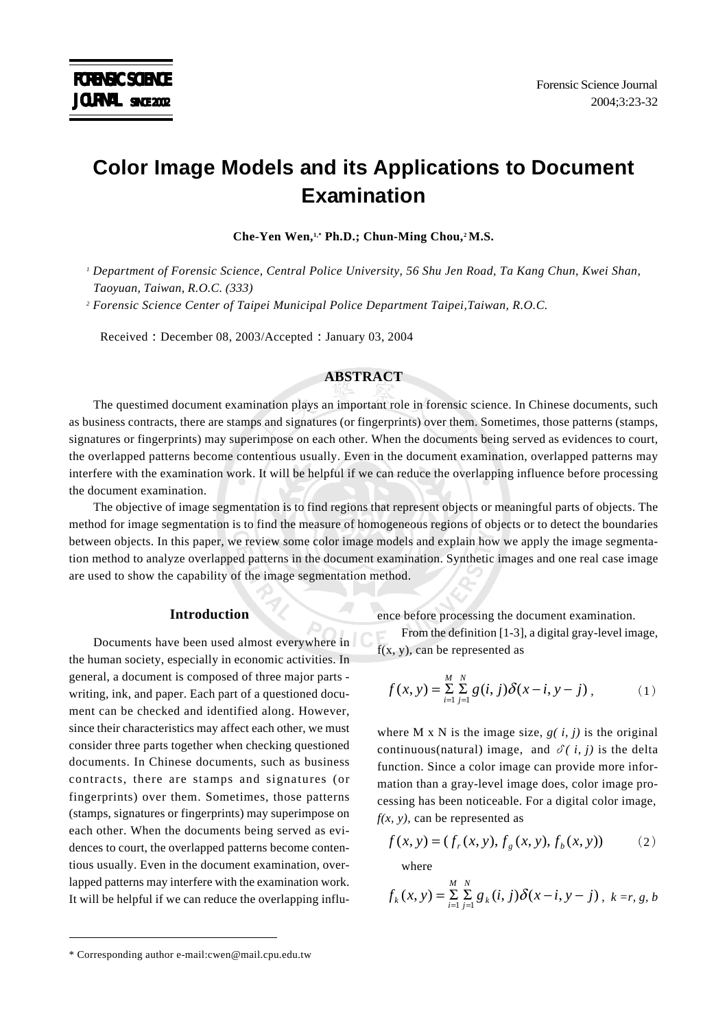# Color Image Models and its Applications to Document Examination

**Che-Yen Wen,[1,*] Ph.D.; Chun-Ming Chou,[2] M.S.**

*[1] Department of Forensic Science, Central Police University, 56 Shu Jen Road, Ta Kang Chun, Kwei Shan, Taoyuan, Taiwan, R.O.C. (333)*

*[2] Forensic Science Center of Taipei Municipal Police Department Taipei,Taiwan, R.O.C.*

Received：December 08, 2003/Accepted：January 03, 2004

## ABSTRACT

The questimed document examination plays an important role in forensic science. In Chinese documents, such as business contracts, there are stamps and signatures (or fingerprints) over them. Sometimes, those patterns (stamps, signatures or fingerprints) may superimpose on each other. When the documents being served as evidences to court, the overlapped patterns become contentious usually. Even in the document examination, overlapped patterns may interfere with the examination work. It will be helpful if we can reduce the overlapping influence before processing the document examination.

The objective of image segmentation is to find regions that represent objects or meaningful parts of objects. The method for image segmentation is to find the measure of homogeneous regions of objects or to detect the boundaries between objects. In this paper, we review some color image models and explain how we apply the image segmentation method to analyze overlapped patterns in the document examination. Synthetic images and one real case image are used to show the capability of the image segmentation method.

## Introduction

Documents have been used almost everywhere in the human society, especially in economic activities. In general, a document is composed of three major parts - writing, ink, and paper. Each part of a questioned document can be checked and identified along. However, since their characteristics may affect each other, we must consider three parts together when checking questioned documents. In Chinese documents, such as business contracts, there are stamps and signatures (or fingerprints) over them. Sometimes, those patterns (stamps, signatures or fingerprints) may superimpose on each other. When the documents being served as evidences to court, the overlapped patterns become contentious usually. Even in the document examination, overlapped patterns may interfere with the examination work. It will be helpful if we can reduce the overlapping influence before processing the document examination.

From the definition [1-3], a digital gray-level image, f(x, y), can be represented as

$$f(x,y)=\sum_{i=1}^{M}\sum_{j=1}^{N} g(i,j)\delta(x-i,y-j)\,, \qquad (1)$$

where M x N is the image size, $g(i, j)$ is the original continuous(natural) image, and $\delta(i, j)$ is the delta function. Since a color image can provide more information than a gray-level image does, color image processing has been noticeable. For a digital color image, $f(x, y)$, can be represented as

$$f(x,y)=(f_r(x,y), f_g(x,y), f_b(x,y)) \qquad (2)$$

where

$$f_k(x,y)=\sum_{i=1}^{M}\sum_{j=1}^{N} g_k(i,j)\delta(x-i,y-j)\,,\quad k=r,g,b$$

\* Corresponding author e-mail:cwen@mail.cpu.edu.tw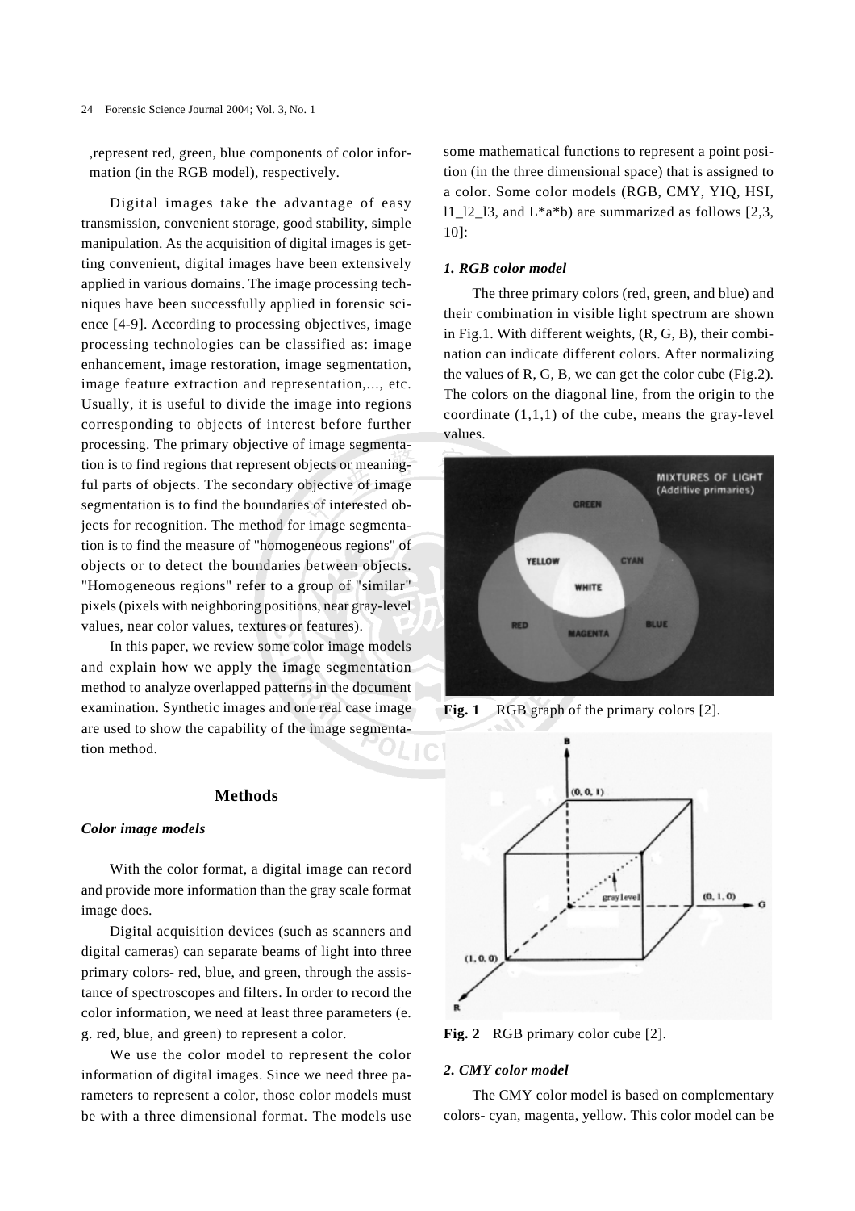,represent red, green, blue components of color information (in the RGB model), respectively.

Digital images take the advantage of easy transmission, convenient storage, good stability, simple manipulation. As the acquisition of digital images is getting convenient, digital images have been extensively applied in various domains. The image processing techniques have been successfully applied in forensic science [4-9]. According to processing objectives, image processing technologies can be classified as: image enhancement, image restoration, image segmentation, image feature extraction and representation,..., etc. Usually, it is useful to divide the image into regions corresponding to objects of interest before further processing. The primary objective of image segmentation is to find regions that represent objects or meaningful parts of objects. The secondary objective of image segmentation is to find the boundaries of interested objects for recognition. The method for image segmentation is to find the measure of "homogeneous regions" of objects or to detect the boundaries between objects. "Homogeneous regions" refer to a group of "similar" pixels (pixels with neighboring positions, near gray-level values, near color values, textures or features).

In this paper, we review some color image models and explain how we apply the image segmentation method to analyze overlapped patterns in the document examination. Synthetic images and one real case image are used to show the capability of the image segmentation method.

## Methods

### *Color image models*

With the color format, a digital image can record and provide more information than the gray scale format image does.

Digital acquisition devices (such as scanners and digital cameras) can separate beams of light into three primary colors- red, blue, and green, through the assistance of spectroscopes and filters. In order to record the color information, we need at least three parameters (e. g. red, blue, and green) to represent a color.

We use the color model to represent the color information of digital images. Since we need three parameters to represent a color, those color models must be with a three dimensional format. The models use some mathematical functions to represent a point position (in the three dimensional space) that is assigned to a color. Some color models (RGB, CMY, YIQ, HSI, l1_l2_l3, and L*a*b) are summarized as follows [2,3, 10]:

#### *1. RGB color model*

The three primary colors (red, green, and blue) and their combination in visible light spectrum are shown in Fig.1. With different weights, (R, G, B), their combination can indicate different colors. After normalizing the values of R, G, B, we can get the color cube (Fig.2). The colors on the diagonal line, from the origin to the coordinate (1,1,1) of the cube, means the gray-level values.

**Fig. 1** RGB graph of the primary colors [2].

**Fig. 2** RGB primary color cube [2].

#### *2. CMY color model*

The CMY color model is based on complementary colors- cyan, magenta, yellow. This color model can be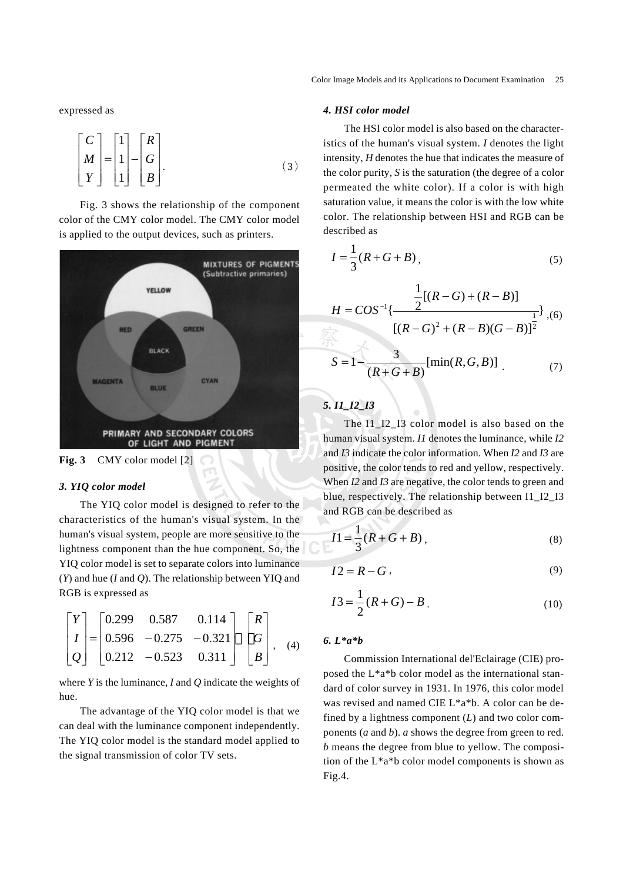expressed as

$$\begin{bmatrix} C \\ M \\ Y \end{bmatrix} = \begin{bmatrix} 1 \\ 1 \\ 1 \end{bmatrix} - \begin{bmatrix} R \\ G \\ B \end{bmatrix}. \quad (3)$$

Fig. 3 shows the relationship of the component color of the CMY color model. The CMY color model is applied to the output devices, such as printers.

**Fig. 3** CMY color model [2]

### *3. YIQ color model*

The YIQ color model is designed to refer to the characteristics of the human's visual system. In the human's visual system, people are more sensitive to the lightness component than the hue component. So, the YIQ color model is set to separate colors into luminance (*Y*) and hue (*I* and *Q*). The relationship between YIQ and RGB is expressed as

$$\begin{bmatrix} Y \\ I \\ Q \end{bmatrix} = \begin{bmatrix} 0.299 & 0.587 & 0.114 \\ 0.596 & -0.275 & -0.321 \\ 0.212 & -0.523 & 0.311 \end{bmatrix} \begin{bmatrix} R \\ G \\ B \end{bmatrix}, \quad (4)$$

where *Y* is the luminance, *I* and *Q* indicate the weights of hue.

The advantage of the YIQ color model is that we can deal with the luminance component independently. The YIQ color model is the standard model applied to the signal transmission of color TV sets.

### *4. HSI color model*

The HSI color model is also based on the characteristics of the human's visual system. *I* denotes the light intensity, *H* denotes the hue that indicates the measure of the color purity, *S* is the saturation (the degree of a color permeated the white color). If a color is with high saturation value, it means the color is with the low white color. The relationship between HSI and RGB can be described as

$$I = \frac{1}{3}(R+G+B), \quad (5)$$

$$H = COS^{-1}\left\{\frac{\frac{1}{2}[(R-G)+(R-B)]}{[(R-G)^2+(R-B)(G-B)]^{\frac{1}{2}}}\right\}, \quad (6)$$

$$S = 1 - \frac{3}{(R+G+B)}[\min(R,G,B)]. \quad (7)$$

### *5. I1_I2_I3*

The I1_I2_I3 color model is also based on the human visual system. *I1* denotes the luminance, while *I2* and *I3* indicate the color information. When *I2* and *I3* are positive, the color tends to red and yellow, respectively. When *I2* and *I3* are negative, the color tends to green and blue, respectively. The relationship between I1_I2_I3 and RGB can be described as

$$I1 = \frac{1}{3}(R+G+B), \quad (8)$$

$$I2 = R - G, \quad (9)$$

$$I3 = \frac{1}{2}(R+G) - B. \quad (10)$$

### *6. L*a*b*

Commission International del'Eclairage (CIE) proposed the L*a*b color model as the international standard of color survey in 1931. In 1976, this color model was revised and named CIE L*a*b. A color can be defined by a lightness component (*L*) and two color components (*a* and *b*). *a* shows the degree from green to red. *b* means the degree from blue to yellow. The composition of the L*a*b color model components is shown as Fig.4.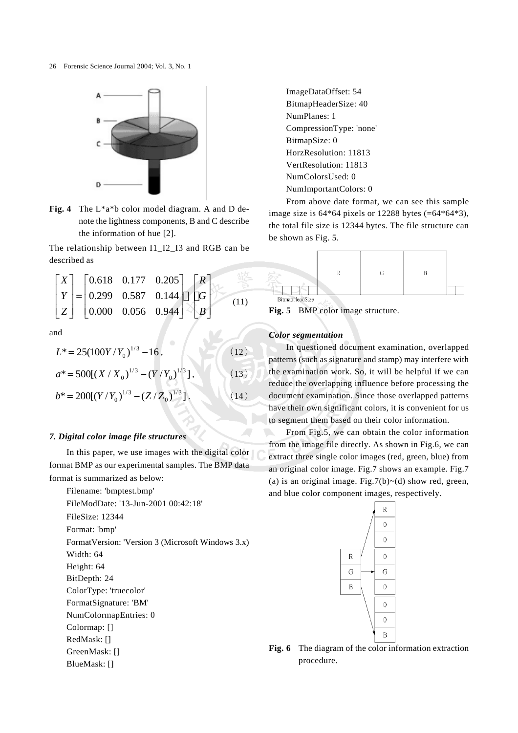**Fig. 4** The L*a*b color model diagram. A and D denote the lightness components, B and C describe the information of hue [2].

The relationship between I1_I2_I3 and RGB can be described as

$$\begin{bmatrix} X \\ Y \\ Z \end{bmatrix} = \begin{bmatrix} 0.618 & 0.177 & 0.205 \\ 0.299 & 0.587 & 0.144 \\ 0.000 & 0.056 & 0.944 \end{bmatrix} \begin{bmatrix} R \\ G \\ B \end{bmatrix} \quad (11)$$

and

$$L^* = 25(100Y/Y_0)^{1/3} - 16, \quad (12)$$

$$a^* = 500[(X/X_0)^{1/3} - (Y/Y_0)^{1/3}], \quad (13)$$

$$b^* = 200[(Y/Y_0)^{1/3} - (Z/Z_0)^{1/3}]. \quad (14)$$

### *7. Digital color image file structures*

In this paper, we use images with the digital color format BMP as our experimental samples. The BMP data format is summarized as below:

Filename: 'bmptest.bmp'
FileModDate: '13-Jun-2001 00:42:18'
FileSize: 12344
Format: 'bmp'
FormatVersion: 'Version 3 (Microsoft Windows 3.x)
Width: 64
Height: 64
BitDepth: 24
ColorType: 'truecolor'
FormatSignature: 'BM'
NumColormapEntries: 0
Colormap: []
RedMask: []
GreenMask: []
BlueMask: []
ImageDataOffset: 54
BitmapHeaderSize: 40
NumPlanes: 1
CompressionType: 'none'
BitmapSize: 0
HorzResolution: 11813
VertResolution: 11813
NumColorsUsed: 0
NumImportantColors: 0

From above date format, we can see this sample image size is 64*64 pixels or 12288 bytes (=64*64*3), the total file size is 12344 bytes. The file structure can be shown as Fig. 5.

**Fig. 5** BMP color image structure.

### *Color segmentation*

In questioned document examination, overlapped patterns (such as signature and stamp) may interfere with the examination work. So, it will be helpful if we can reduce the overlapping influence before processing the document examination. Since those overlapped patterns have their own significant colors, it is convenient for us to segment them based on their color information.

From Fig.5, we can obtain the color information from the image file directly. As shown in Fig.6, we can extract three single color images (red, green, blue) from an original color image. Fig.7 shows an example. Fig.7 (a) is an original image. Fig.7(b)~(d) show red, green, and blue color component images, respectively.

**Fig. 6** The diagram of the color information extraction procedure.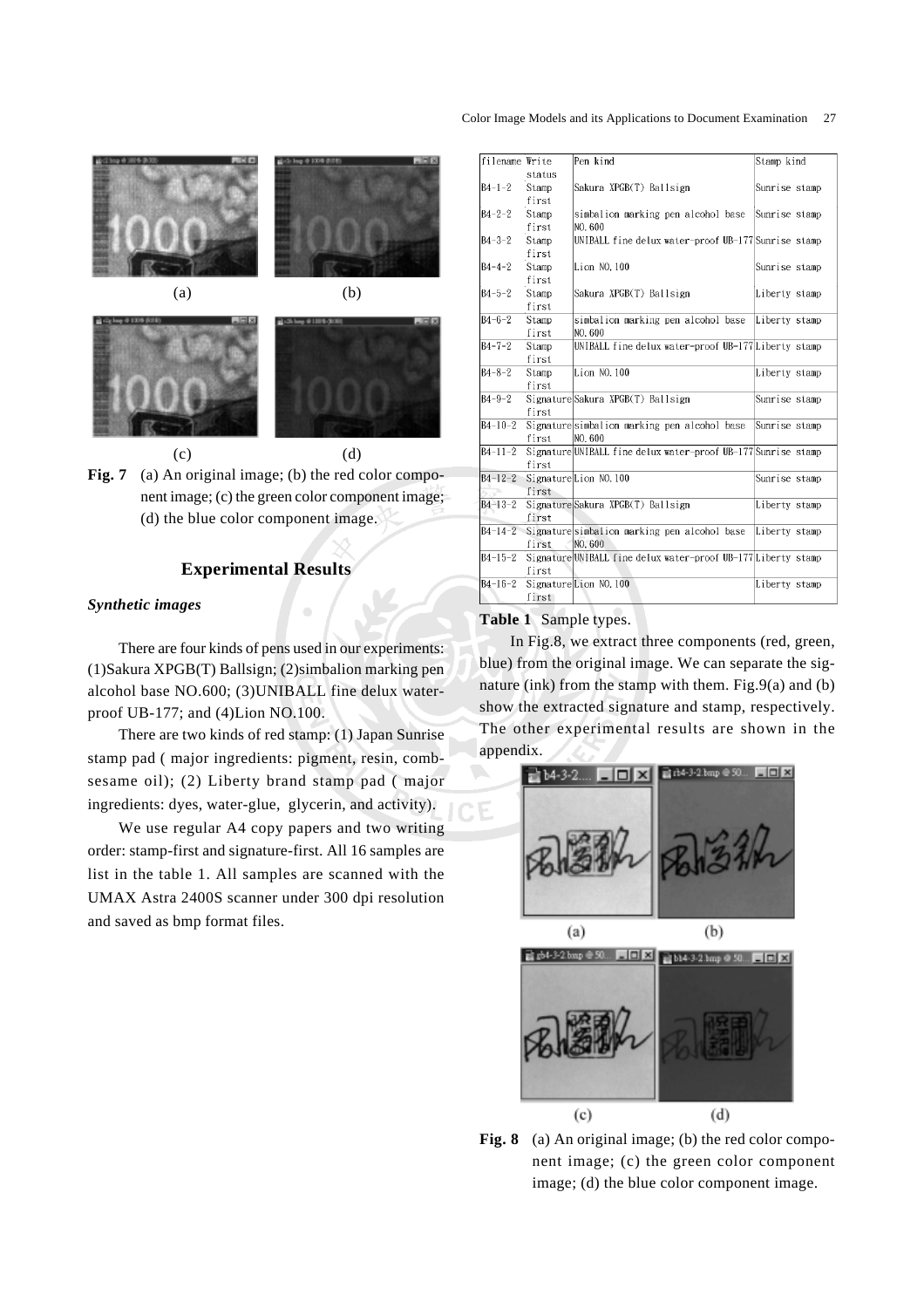(a) (b)

(c) (d)

**Fig. 7** (a) An original image; (b) the red color component image; (c) the green color component image; (d) the blue color component image.

## Experimental Results

### *Synthetic images*

There are four kinds of pens used in our experiments: (1)Sakura XPGB(T) Ballsign; (2)simbalion marking pen alcohol base NO.600; (3)UNIBALL fine delux water-proof UB-177; and (4)Lion NO.100.

There are two kinds of red stamp: (1) Japan Sunrise stamp pad ( major ingredients: pigment, resin, comb-sesame oil); (2) Liberty brand stamp pad ( major ingredients: dyes, water-glue, glycerin, and activity).

We use regular A4 copy papers and two writing order: stamp-first and signature-first. All 16 samples are list in the table 1. All samples are scanned with the UMAX Astra 2400S scanner under 300 dpi resolution and saved as bmp format files.

| filename | Write status | Pen kind | Stamp kind |
|---|---|---|---|
| B4-1-2 | Stamp first | Sakura XPGB(T) Ballsign | Sunrise stamp |
| B4-2-2 | Stamp first | simbalion marking pen alcohol base NO.600 | Sunrise stamp |
| B4-3-2 | Stamp first | UNIBALL fine delux water-proof UB-177 | Sunrise stamp |
| B4-4-2 | Stamp first | Lion NO.100 | Sunrise stamp |
| B4-5-2 | Stamp first | Sakura XPGB(T) Ballsign | Liberty stamp |
| B4-6-2 | Stamp first | simbalion marking pen alcohol base NO.600 | Liberty stamp |
| B4-7-2 | Stamp first | UNIBALL fine delux water-proof UB-177 | Liberty stamp |
| B4-8-2 | Stamp first | Lion NO.100 | Liberty stamp |
| B4-9-2 | Signature first | Sakura XPGB(T) Ballsign | Sunrise stamp |
| B4-10-2 | Signature first | simbalion marking pen alcohol base NO.600 | Sunrise stamp |
| B4-11-2 | Signature first | UNIBALL fine delux water-proof UB-177 | Sunrise stamp |
| B4-12-2 | Signature first | Lion NO.100 | Sunrise stamp |
| B4-13-2 | Signature first | Sakura XPGB(T) Ballsign | Liberty stamp |
| B4-14-2 | Signature first | simbalion marking pen alcohol base NO.600 | Liberty stamp |
| B4-15-2 | Signature first | UNIBALL fine delux water-proof UB-177 | Liberty stamp |
| B4-16-2 | Signature first | Lion NO.100 | Liberty stamp |

**Table 1** Sample types.

In Fig.8, we extract three components (red, green, blue) from the original image. We can separate the signature (ink) from the stamp with them. Fig.9(a) and (b) show the extracted signature and stamp, respectively. The other experimental results are shown in the appendix.

(a) (b)

(c) (d)

**Fig. 8** (a) An original image; (b) the red color component image; (c) the green color component image; (d) the blue color component image.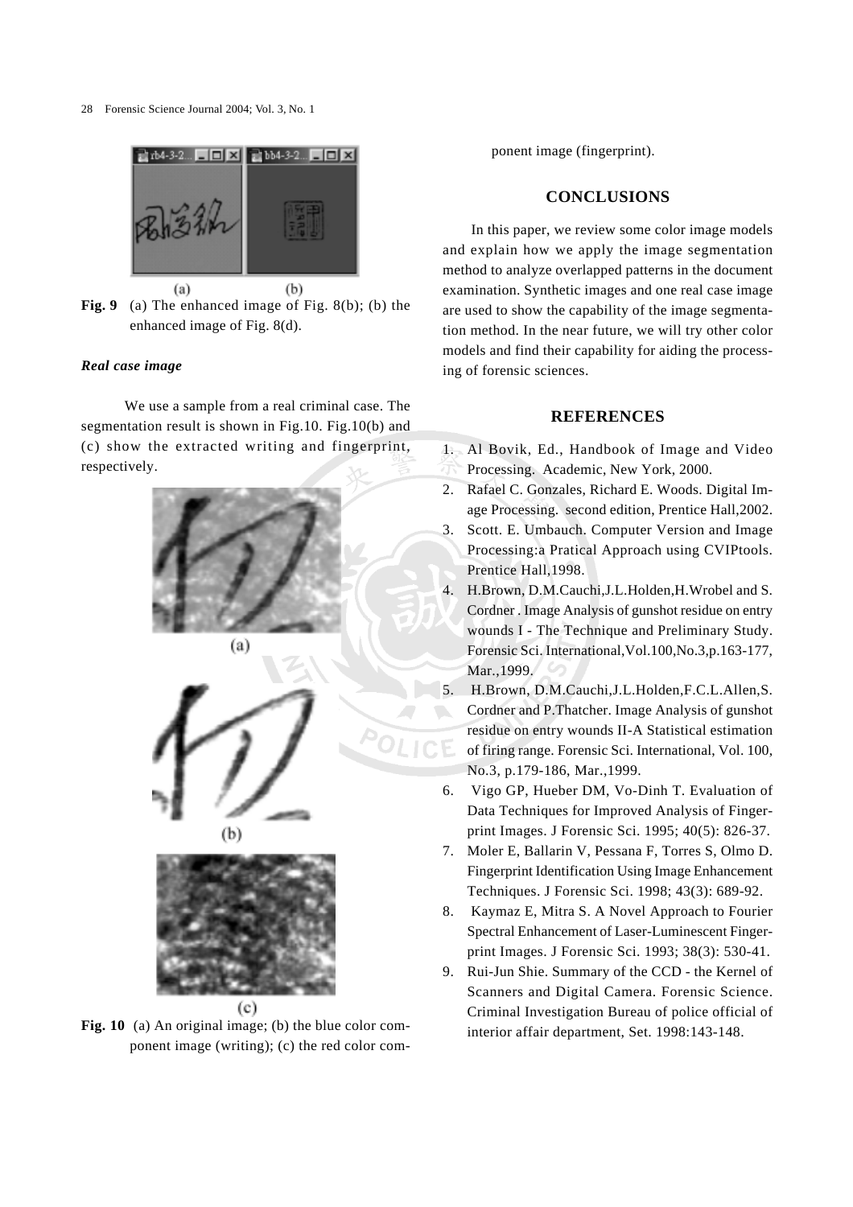**Fig. 9** (a) The enhanced image of Fig. 8(b); (b) the enhanced image of Fig. 8(d).

### *Real case image*

We use a sample from a real criminal case. The segmentation result is shown in Fig.10. Fig.10(b) and (c) show the extracted writing and fingerprint, respectively.

**Fig. 10** (a) An original image; (b) the blue color component image (writing); (c) the red color component image (fingerprint).

## CONCLUSIONS

In this paper, we review some color image models and explain how we apply the image segmentation method to analyze overlapped patterns in the document examination. Synthetic images and one real case image are used to show the capability of the image segmentation method. In the near future, we will try other color models and find their capability for aiding the processing of forensic sciences.

## REFERENCES

1. Al Bovik, Ed., Handbook of Image and Video Processing. Academic, New York, 2000.
2. Rafael C. Gonzales, Richard E. Woods. Digital Image Processing. second edition, Prentice Hall,2002.
3. Scott. E. Umbauch. Computer Version and Image Processing:a Pratical Approach using CVIPtools. Prentice Hall,1998.
4. H.Brown, D.M.Cauchi,J.L.Holden,H.Wrobel and S. Cordner . Image Analysis of gunshot residue on entry wounds I - The Technique and Preliminary Study. Forensic Sci. International,Vol.100,No.3,p.163-177, Mar.,1999.
5. H.Brown, D.M.Cauchi,J.L.Holden,F.C.L.Allen,S. Cordner and P.Thatcher. Image Analysis of gunshot residue on entry wounds II-A Statistical estimation of firing range. Forensic Sci. International, Vol. 100, No.3, p.179-186, Mar.,1999.
6. Vigo GP, Hueber DM, Vo-Dinh T. Evaluation of Data Techniques for Improved Analysis of Fingerprint Images. J Forensic Sci. 1995; 40(5): 826-37.
7. Moler E, Ballarin V, Pessana F, Torres S, Olmo D. Fingerprint Identification Using Image Enhancement Techniques. J Forensic Sci. 1998; 43(3): 689-92.
8. Kaymaz E, Mitra S. A Novel Approach to Fourier Spectral Enhancement of Laser-Luminescent Fingerprint Images. J Forensic Sci. 1993; 38(3): 530-41.
9. Rui-Jun Shie. Summary of the CCD - the Kernel of Scanners and Digital Camera. Forensic Science. Criminal Investigation Bureau of police official of interior affair department, Set. 1998:143-148.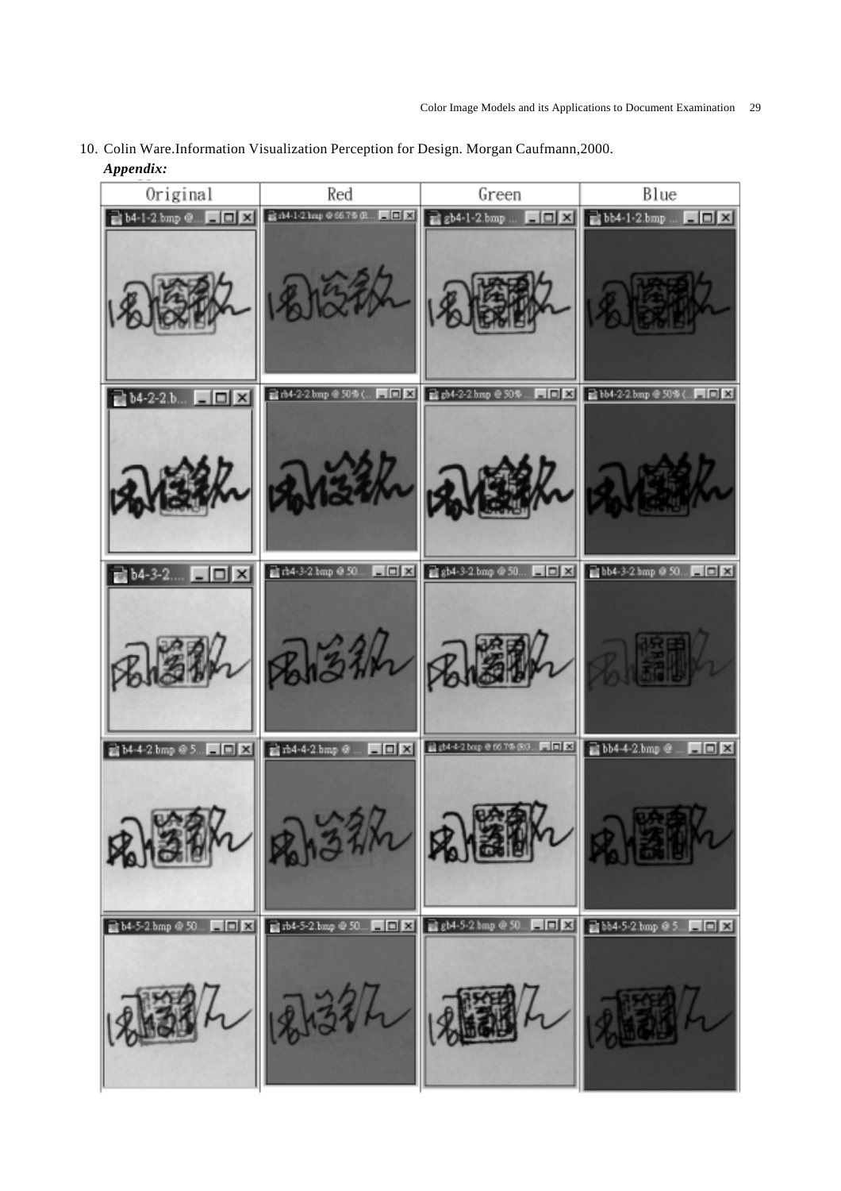10. Colin Ware.Information Visualization Perception for Design. Morgan Caufmann,2000.

***Appendix:***

| Original | Red | Green | Blue |
| --- | --- | --- | --- |
| b4-1-2.bmp | rb4-1-2.bmp @ 66.7% | gb4-1-2.bmp | bb4-1-2.bmp |
| b4-2-2.b... | rb4-2-2.bmp @ 50% | gb4-2-2.bmp @ 50% | bb4-2-2.bmp @ 50% |
| b4-3-2.... | rb4-3-2.bmp @ 50... | gb4-3-2.bmp @ 50... | bb4-3-2.bmp @ 50... |
| b4-4-2.bmp @ 5... | rb4-4-2.bmp @ ... | gb4-4-2.bmp @ 66.7% | bb4-4-2.bmp @ ... |
| b4-5-2.bmp @ 50... | rb4-5-2.bmp @ 50... | gb4-5-2.bmp @ 50... | bb4-5-2.bmp @ 5... |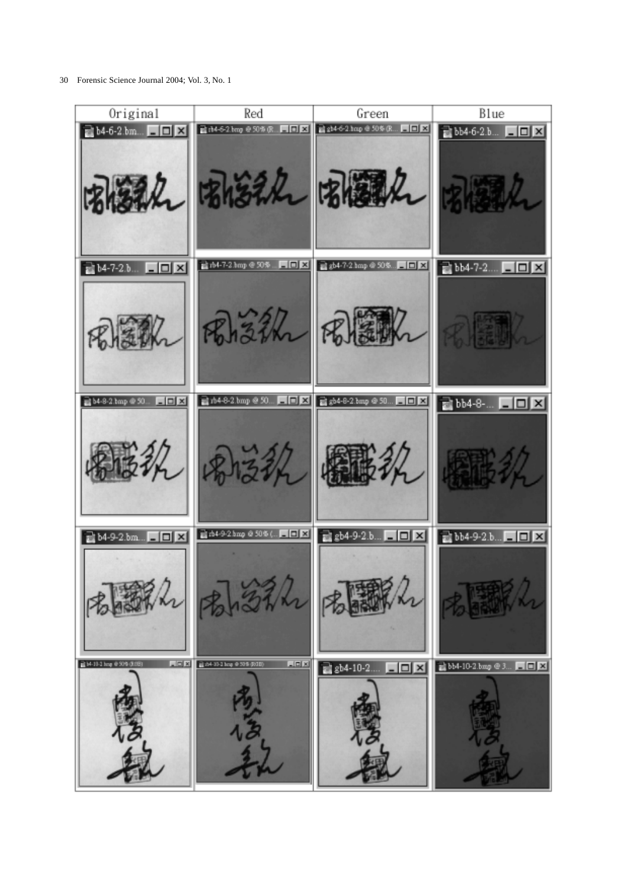| Original | Red | Green | Blue |
| --- | --- | --- | --- |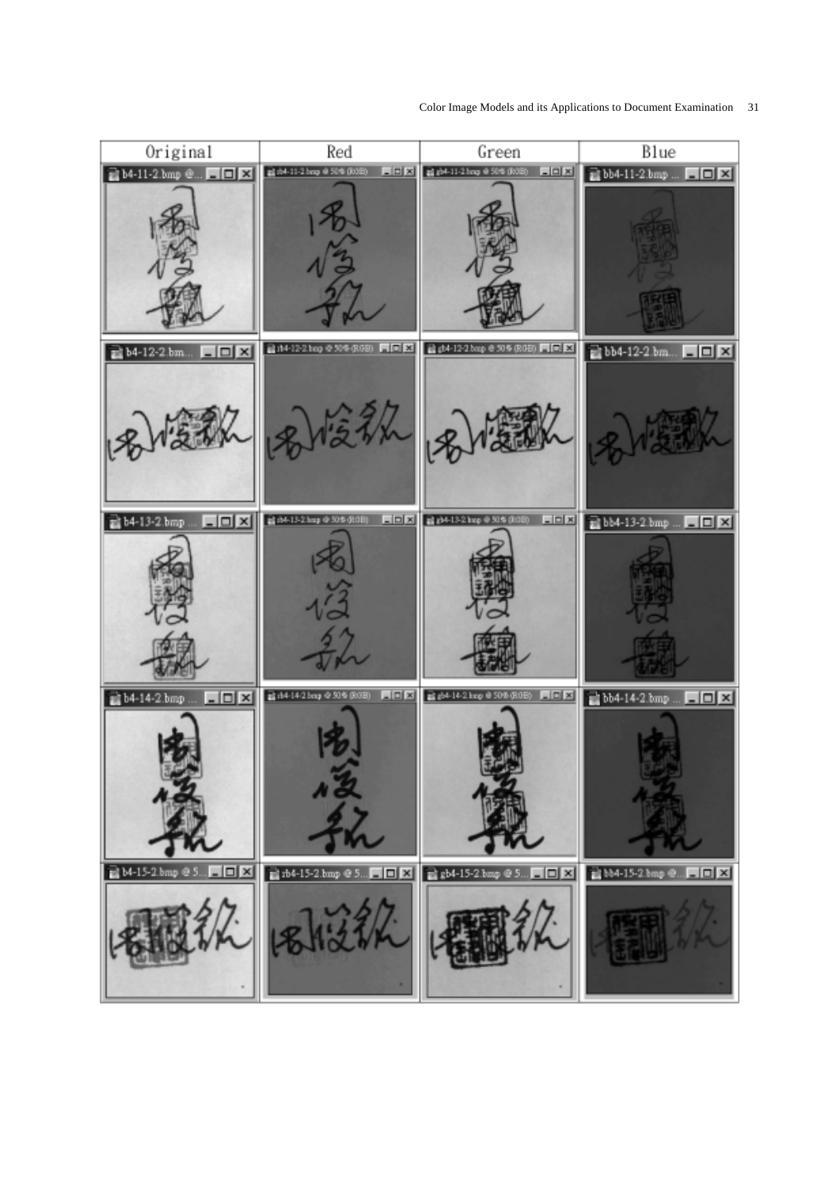| Original | Red | Green | Blue |
| --- | --- | --- | --- |
| b4-11-2.bmp @... | rb4-11-2.bmp @ 50% (RGB) | gb4-11-2.bmp @ 50% (RGB) | bb4-11-2.bmp ... |
| b4-12-2.bm... | rb4-12-2.bmp @ 50% (RGB) | gb4-12-2.bmp @ 50% (RGB) | bb4-12-2.bm... |
| b4-13-2.bmp ... | rb4-13-2.bmp @ 50% (RGB) | gb4-13-2.bmp @ 50% (RGB) | bb4-13-2.bmp ... |
| b4-14-2.bmp ... | rb4-14-2.bmp @ 50% (RGB) | gb4-14-2.bmp @ 50% (RGB) | bb4-14-2.bmp ... |
| b4-15-2.bmp @ 5... | rb4-15-2.bmp @ 5... | gb4-15-2.bmp @ 5... | bb4-15-2.bmp @... |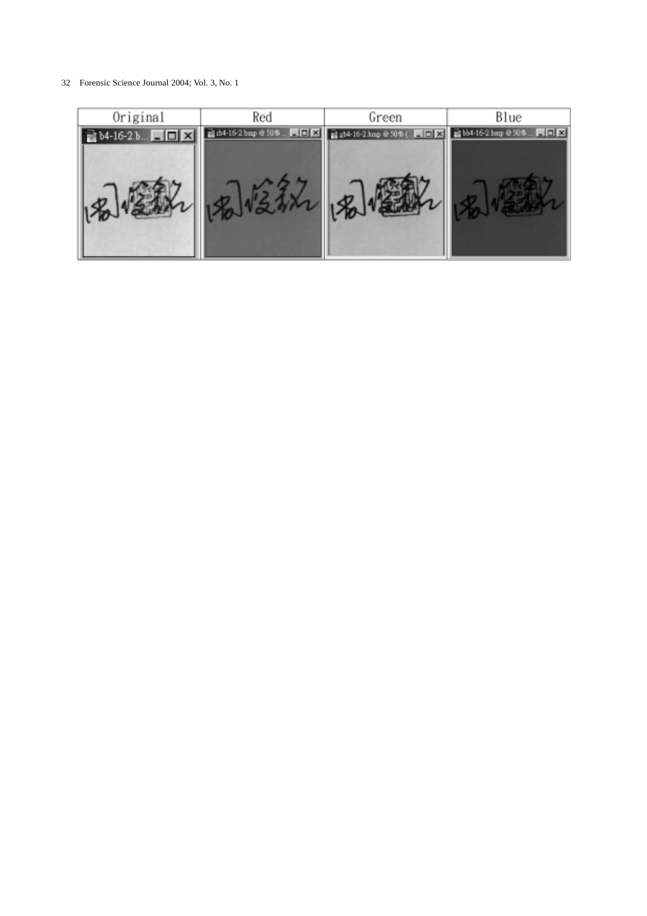Original

Red

Green

Blue